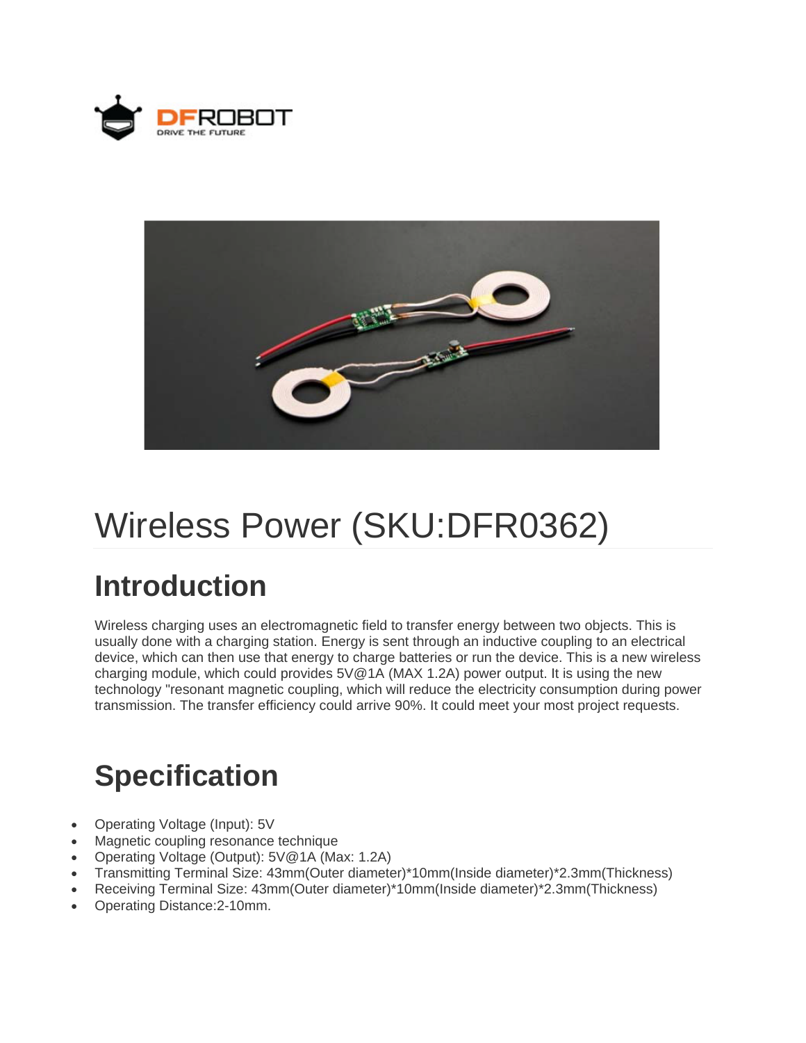# Wireless Power (SKU:DFR0362)

## Introduction

Wireless charging uses an electromagnetic field to transfer energy between two objects. This is usually done with a charging station. Energy is sent through an inductive coupling to an electrical device, which can then use that energy to charge batteries or run the device. This is a new wireless charging module, which could provides 5V@1A (MAX 1.2A) power output. It is using the new technology "resonant magnetic coupling, which will reduce the electricity consumption during power transmission. The transfer efficiency could arrive 90%. It could meet your most project requests.

## Specification

- Operating Voltage (Input): 5V
- Magnetic coupling resonance technique
- Operating Voltage (Output): 5V@1A (Max: 1.2A)
- Transmitting Terminal Size: 43mm(Outer diameter)*10mm(Inside diameter)*2.3mm(Thickness)
- Receiving Terminal Size: 43mm(Outer diameter)*10mm(Inside diameter)*2.3mm(Thickness)
- Operating Distance:2-10mm.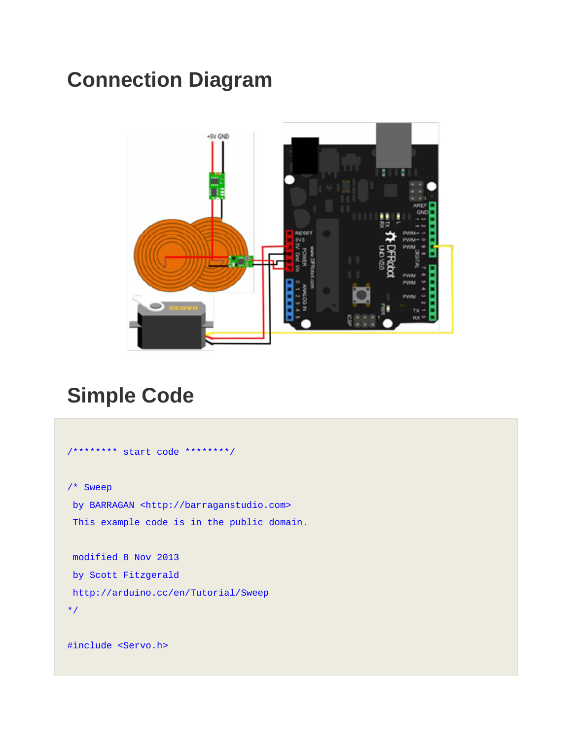## Connection Diagram

## Simple Code

```
/******** start code ********/

/* Sweep
 by BARRAGAN <http://barraganstudio.com>
 This example code is in the public domain.

 modified 8 Nov 2013
 by Scott Fitzgerald
 http://arduino.cc/en/Tutorial/Sweep
*/

#include <Servo.h>
```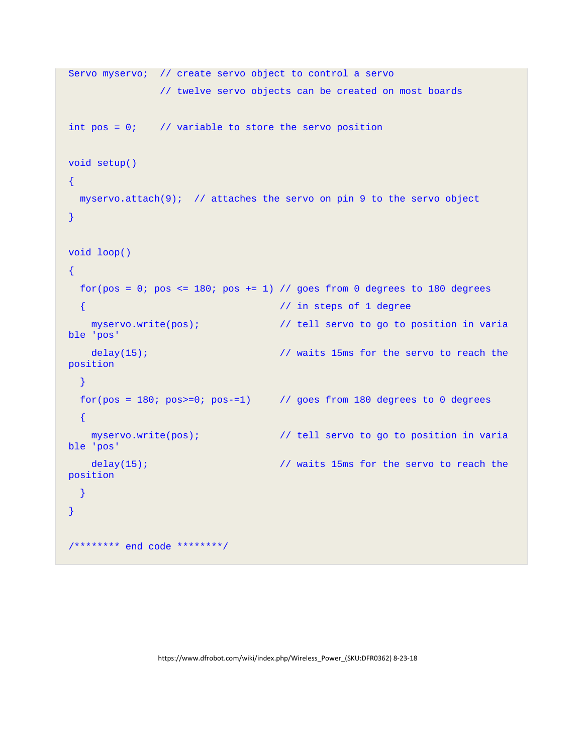```
Servo myservo;  // create servo object to control a servo
                // twelve servo objects can be created on most boards

int pos = 0;    // variable to store the servo position

void setup()
{
  myservo.attach(9);  // attaches the servo on pin 9 to the servo object
}

void loop()
{
  for(pos = 0; pos <= 180; pos += 1) // goes from 0 degrees to 180 degrees
  {                                  // in steps of 1 degree
    myservo.write(pos);              // tell servo to go to position in variable 'pos'
    delay(15);                       // waits 15ms for the servo to reach the position
  }
  for(pos = 180; pos>=0; pos-=1)     // goes from 180 degrees to 0 degrees
  {
    myservo.write(pos);              // tell servo to go to position in variable 'pos'
    delay(15);                       // waits 15ms for the servo to reach the position
  }
}

/******** end code ********/
```